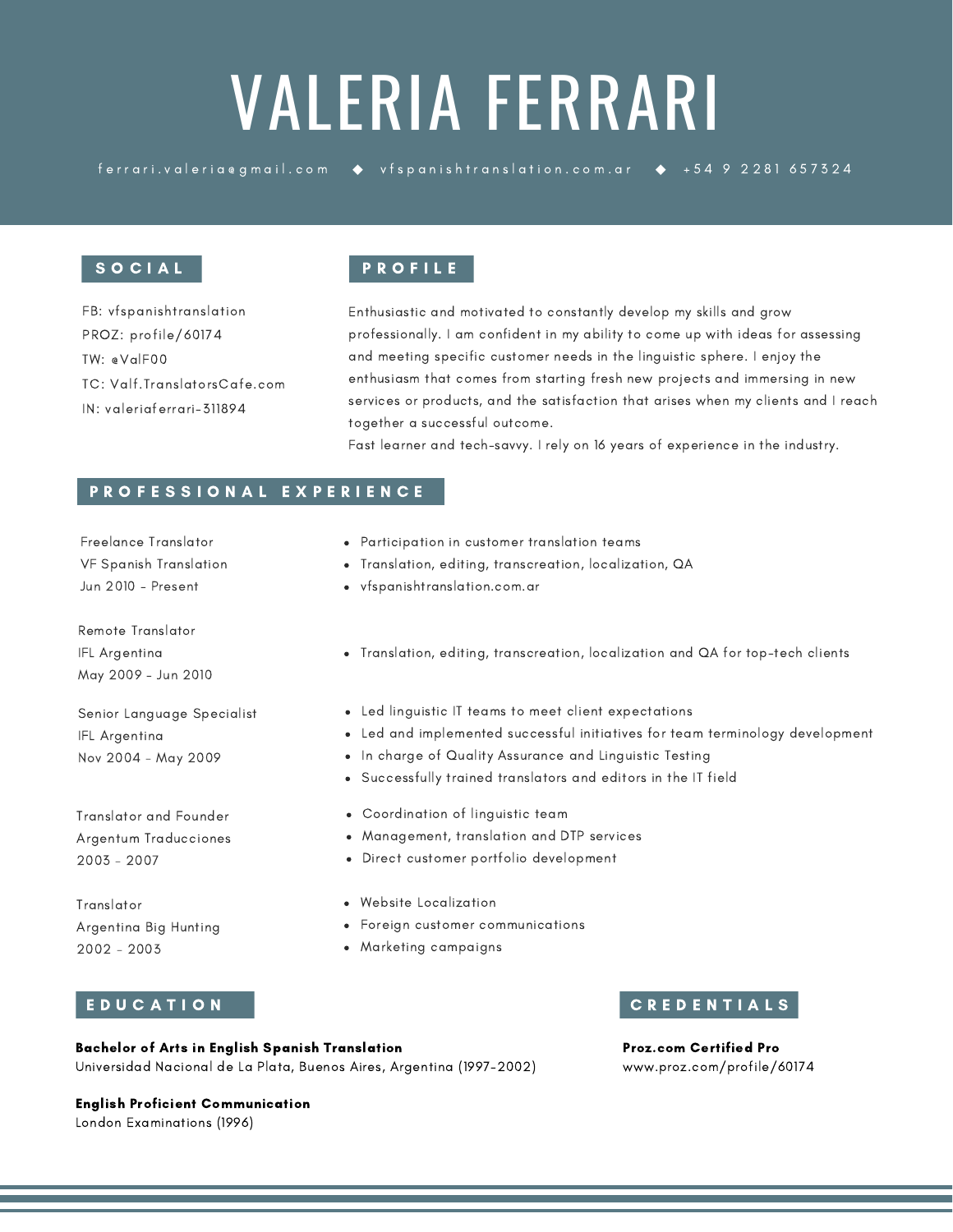# VALERIA FERRARI

ferrari.valeria@gmail.com ◆ vfspanishtranslation.com.ar ◆ +54 9 2281 657324

## SOCIAL

FB: vfspanishtranslation
PROZ: profile/60174
TW: @ValF00
TC: Valf.TranslatorsCafe.com
IN: valeriaferrari-311894

## PROFILE

Enthusiastic and motivated to constantly develop my skills and grow professionally. I am confident in my ability to come up with ideas for assessing and meeting specific customer needs in the linguistic sphere. I enjoy the enthusiasm that comes from starting fresh new projects and immersing in new services or products, and the satisfaction that arises when my clients and I reach together a successful outcome.
Fast learner and tech-savvy. I rely on 16 years of experience in the industry.

## PROFESSIONAL EXPERIENCE

Freelance Translator
VF Spanish Translation
Jun 2010 - Present

- Participation in customer translation teams
- Translation, editing, transcreation, localization, QA
- vfspanishtranslation.com.ar

Remote Translator
IFL Argentina
May 2009 - Jun 2010

- Translation, editing, transcreation, localization and QA for top-tech clients

Senior Language Specialist
IFL Argentina
Nov 2004 - May 2009

- Led linguistic IT teams to meet client expectations
- Led and implemented successful initiatives for team terminology development
- In charge of Quality Assurance and Linguistic Testing
- Successfully trained translators and editors in the IT field

Translator and Founder
Argentum Traducciones
2003 - 2007

- Coordination of linguistic team
- Management, translation and DTP services
- Direct customer portfolio development

Translator
Argentina Big Hunting
2002 - 2003

- Website Localization
- Foreign customer communications
- Marketing campaigns

## EDUCATION

**Bachelor of Arts in English Spanish Translation**
Universidad Nacional de La Plata, Buenos Aires, Argentina (1997-2002)

**English Proficient Communication**
London Examinations (1996)

## CREDENTIALS

**Proz.com Certified Pro**
www.proz.com/profile/60174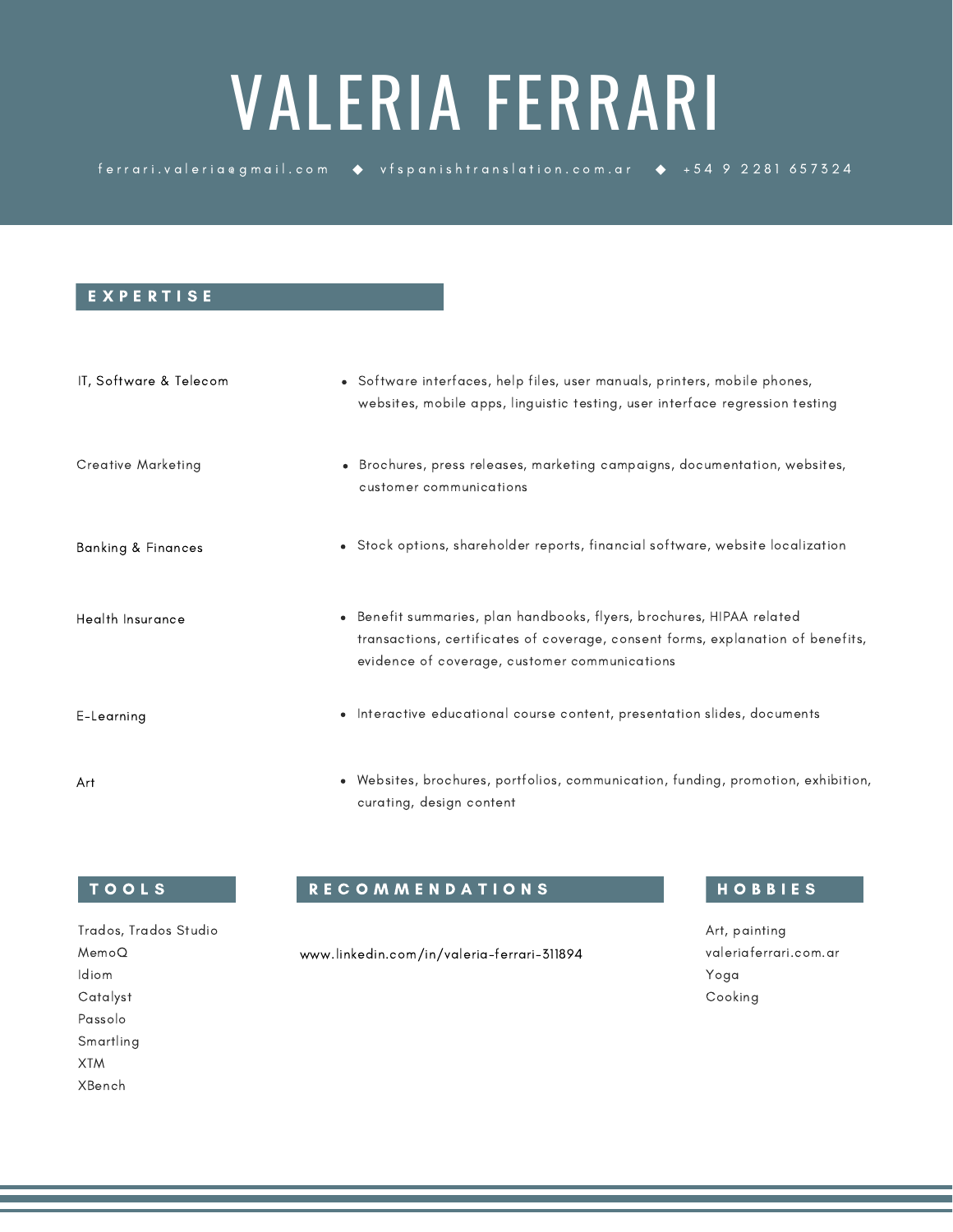# VALERIA FERRARI

ferrari.valeria@gmail.com ◆ vfspanishtranslation.com.ar ◆ +54 9 2281 657324

## EXPERTISE

**IT, Software & Telecom**
- Software interfaces, help files, user manuals, printers, mobile phones, websites, mobile apps, linguistic testing, user interface regression testing

**Creative Marketing**
- Brochures, press releases, marketing campaigns, documentation, websites, customer communications

**Banking & Finances**
- Stock options, shareholder reports, financial software, website localization

**Health Insurance**
- Benefit summaries, plan handbooks, flyers, brochures, HIPAA related transactions, certificates of coverage, consent forms, explanation of benefits, evidence of coverage, customer communications

**E-Learning**
- Interactive educational course content, presentation slides, documents

**Art**
- Websites, brochures, portfolios, communication, funding, promotion, exhibition, curating, design content

## TOOLS

Trados, Trados Studio
MemoQ
Idiom
Catalyst
Passolo
Smartling
XTM
XBench

## RECOMMENDATIONS

www.linkedin.com/in/valeria-ferrari-311894

## HOBBIES

Art, painting
valeriaferrari.com.ar
Yoga
Cooking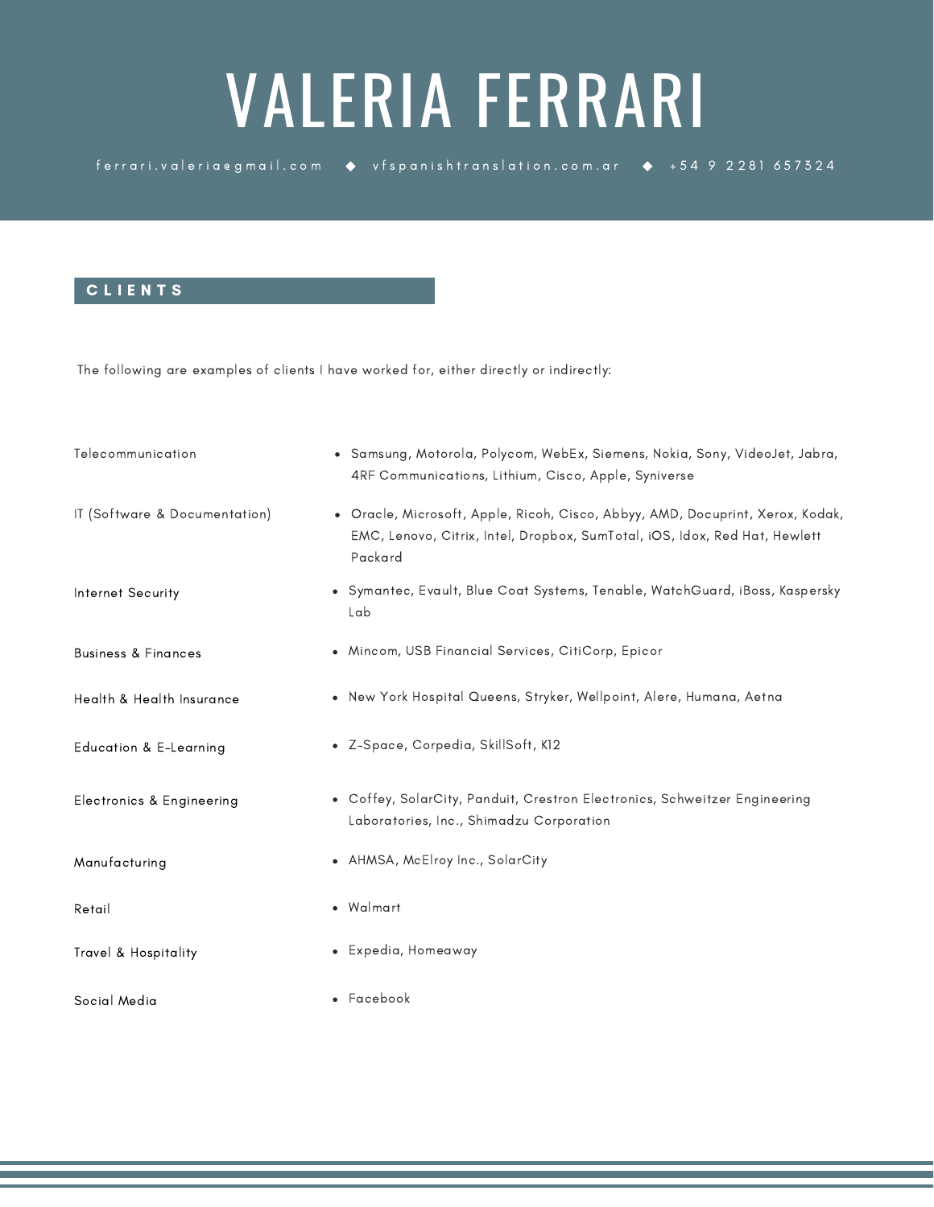# VALERIA FERRARI

ferrari.valeria@gmail.com ◆ vfspanishtranslation.com.ar ◆ +54 9 2281 657324

## CLIENTS

The following are examples of clients I have worked for, either directly or indirectly:

| | |
|---|---|
| Telecommunication | • Samsung, Motorola, Polycom, WebEx, Siemens, Nokia, Sony, VideoJet, Jabra, 4RF Communications, Lithium, Cisco, Apple, Syniverse |
| IT (Software & Documentation) | • Oracle, Microsoft, Apple, Ricoh, Cisco, Abbyy, AMD, Docuprint, Xerox, Kodak, EMC, Lenovo, Citrix, Intel, Dropbox, SumTotal, iOS, Idox, Red Hat, Hewlett Packard |
| Internet Security | • Symantec, Evault, Blue Coat Systems, Tenable, WatchGuard, iBoss, Kaspersky Lab |
| Business & Finances | • Mincom, USB Financial Services, CitiCorp, Epicor |
| Health & Health Insurance | • New York Hospital Queens, Stryker, Wellpoint, Alere, Humana, Aetna |
| Education & E-Learning | • Z-Space, Corpedia, SkillSoft, K12 |
| Electronics & Engineering | • Coffey, SolarCity, Panduit, Crestron Electronics, Schweitzer Engineering Laboratories, Inc., Shimadzu Corporation |
| Manufacturing | • AHMSA, McElroy Inc., SolarCity |
| Retail | • Walmart |
| Travel & Hospitality | • Expedia, Homeaway |
| Social Media | • Facebook |